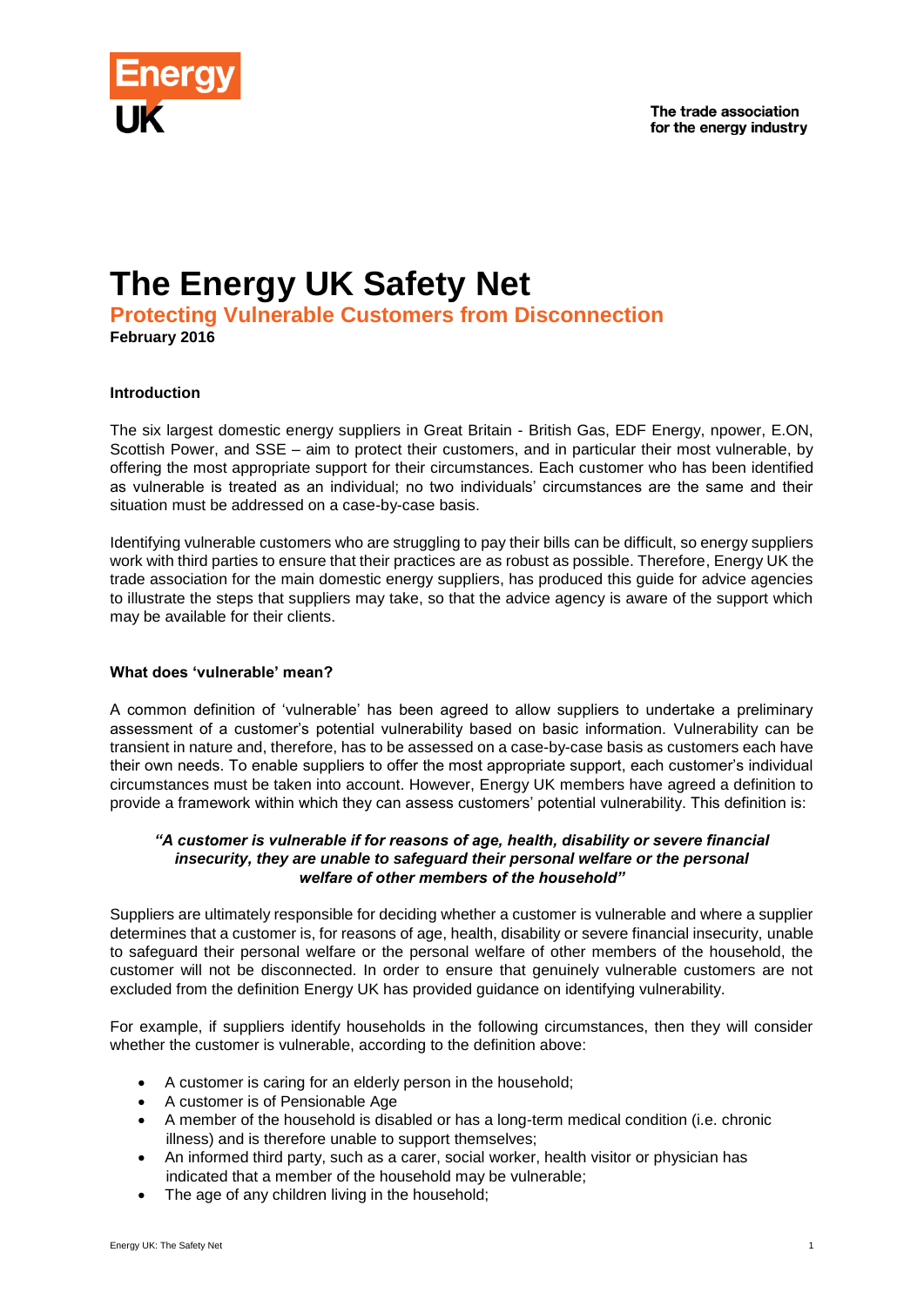Energy UK

The trade association for the energy industry

# The Energy UK Safety Net

## Protecting Vulnerable Customers from Disconnection

**February 2016**

### Introduction

The six largest domestic energy suppliers in Great Britain - British Gas, EDF Energy, npower, E.ON, Scottish Power, and SSE – aim to protect their customers, and in particular their most vulnerable, by offering the most appropriate support for their circumstances. Each customer who has been identified as vulnerable is treated as an individual; no two individuals' circumstances are the same and their situation must be addressed on a case-by-case basis.

Identifying vulnerable customers who are struggling to pay their bills can be difficult, so energy suppliers work with third parties to ensure that their practices are as robust as possible. Therefore, Energy UK the trade association for the main domestic energy suppliers, has produced this guide for advice agencies to illustrate the steps that suppliers may take, so that the advice agency is aware of the support which may be available for their clients.

### What does 'vulnerable' mean?

A common definition of 'vulnerable' has been agreed to allow suppliers to undertake a preliminary assessment of a customer's potential vulnerability based on basic information. Vulnerability can be transient in nature and, therefore, has to be assessed on a case-by-case basis as customers each have their own needs. To enable suppliers to offer the most appropriate support, each customer's individual circumstances must be taken into account. However, Energy UK members have agreed a definition to provide a framework within which they can assess customers' potential vulnerability. This definition is:

> ***"A customer is vulnerable if for reasons of age, health, disability or severe financial insecurity, they are unable to safeguard their personal welfare or the personal welfare of other members of the household"***

Suppliers are ultimately responsible for deciding whether a customer is vulnerable and where a supplier determines that a customer is, for reasons of age, health, disability or severe financial insecurity, unable to safeguard their personal welfare or the personal welfare of other members of the household, the customer will not be disconnected. In order to ensure that genuinely vulnerable customers are not excluded from the definition Energy UK has provided guidance on identifying vulnerability.

For example, if suppliers identify households in the following circumstances, then they will consider whether the customer is vulnerable, according to the definition above:

- A customer is caring for an elderly person in the household;
- A customer is of Pensionable Age
- A member of the household is disabled or has a long-term medical condition (i.e. chronic illness) and is therefore unable to support themselves;
- An informed third party, such as a carer, social worker, health visitor or physician has indicated that a member of the household may be vulnerable;
- The age of any children living in the household;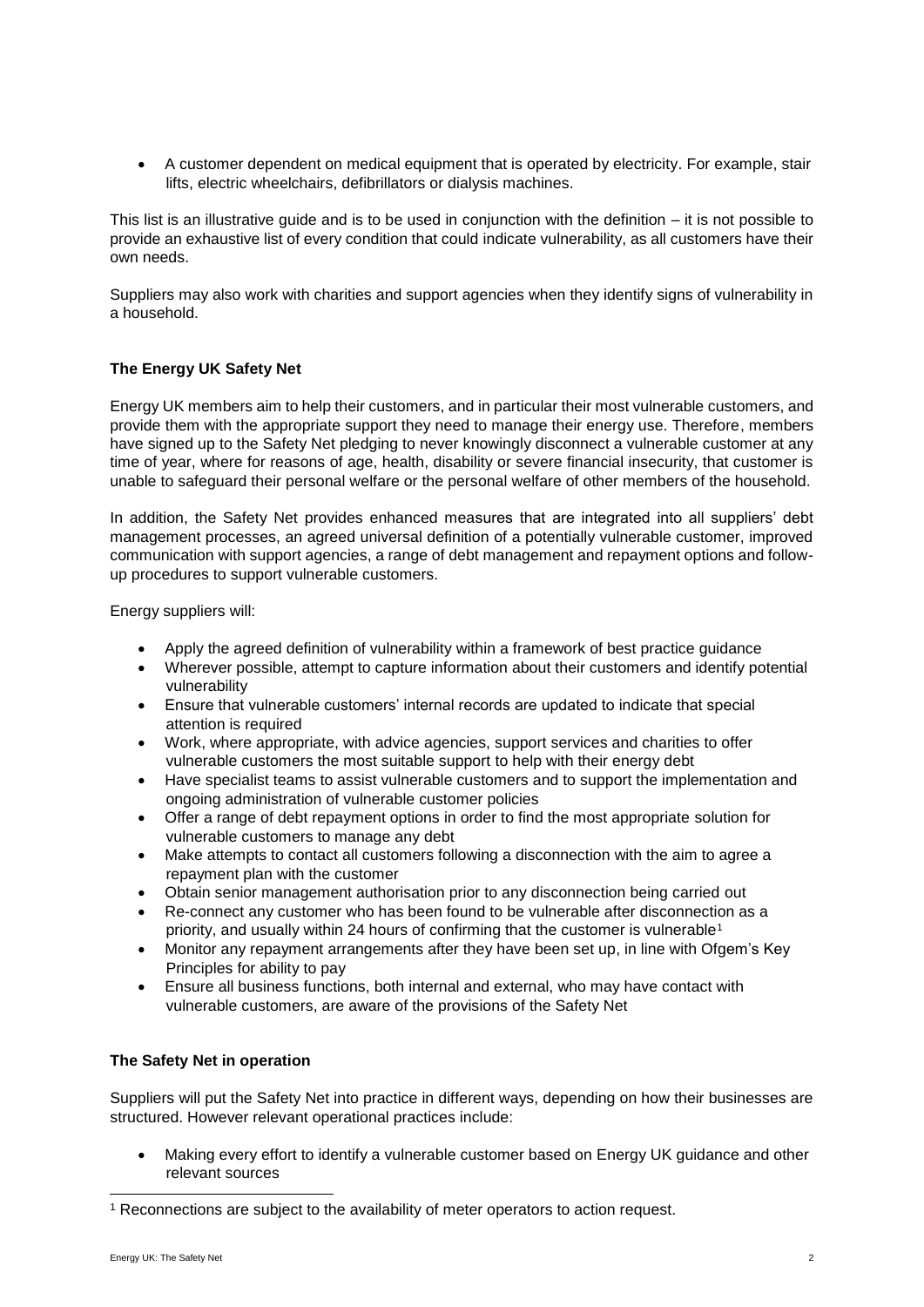- A customer dependent on medical equipment that is operated by electricity. For example, stair lifts, electric wheelchairs, defibrillators or dialysis machines.

This list is an illustrative guide and is to be used in conjunction with the definition – it is not possible to provide an exhaustive list of every condition that could indicate vulnerability, as all customers have their own needs.

Suppliers may also work with charities and support agencies when they identify signs of vulnerability in a household.

**The Energy UK Safety Net**

Energy UK members aim to help their customers, and in particular their most vulnerable customers, and provide them with the appropriate support they need to manage their energy use. Therefore, members have signed up to the Safety Net pledging to never knowingly disconnect a vulnerable customer at any time of year, where for reasons of age, health, disability or severe financial insecurity, that customer is unable to safeguard their personal welfare or the personal welfare of other members of the household.

In addition, the Safety Net provides enhanced measures that are integrated into all suppliers' debt management processes, an agreed universal definition of a potentially vulnerable customer, improved communication with support agencies, a range of debt management and repayment options and follow-up procedures to support vulnerable customers.

Energy suppliers will:

- Apply the agreed definition of vulnerability within a framework of best practice guidance
- Wherever possible, attempt to capture information about their customers and identify potential vulnerability
- Ensure that vulnerable customers' internal records are updated to indicate that special attention is required
- Work, where appropriate, with advice agencies, support services and charities to offer vulnerable customers the most suitable support to help with their energy debt
- Have specialist teams to assist vulnerable customers and to support the implementation and ongoing administration of vulnerable customer policies
- Offer a range of debt repayment options in order to find the most appropriate solution for vulnerable customers to manage any debt
- Make attempts to contact all customers following a disconnection with the aim to agree a repayment plan with the customer
- Obtain senior management authorisation prior to any disconnection being carried out
- Re-connect any customer who has been found to be vulnerable after disconnection as a priority, and usually within 24 hours of confirming that the customer is vulnerable[1]
- Monitor any repayment arrangements after they have been set up, in line with Ofgem's Key Principles for ability to pay
- Ensure all business functions, both internal and external, who may have contact with vulnerable customers, are aware of the provisions of the Safety Net

**The Safety Net in operation**

Suppliers will put the Safety Net into practice in different ways, depending on how their businesses are structured. However relevant operational practices include:

- Making every effort to identify a vulnerable customer based on Energy UK guidance and other relevant sources

[1] Reconnections are subject to the availability of meter operators to action request.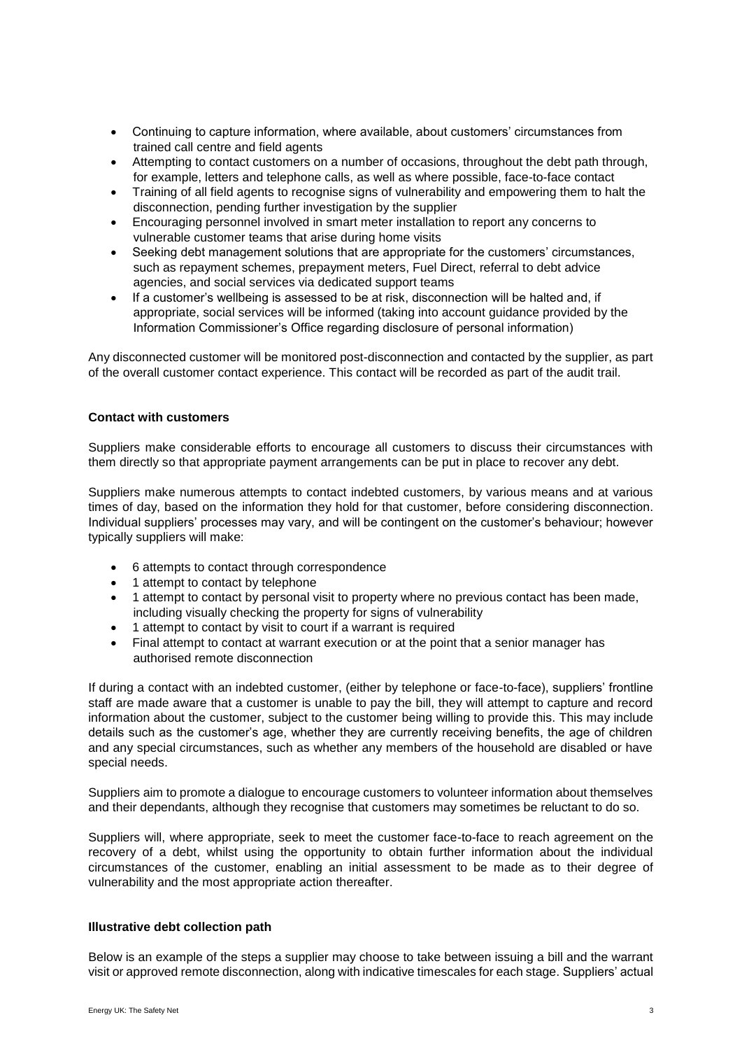- Continuing to capture information, where available, about customers' circumstances from trained call centre and field agents
- Attempting to contact customers on a number of occasions, throughout the debt path through, for example, letters and telephone calls, as well as where possible, face-to-face contact
- Training of all field agents to recognise signs of vulnerability and empowering them to halt the disconnection, pending further investigation by the supplier
- Encouraging personnel involved in smart meter installation to report any concerns to vulnerable customer teams that arise during home visits
- Seeking debt management solutions that are appropriate for the customers' circumstances, such as repayment schemes, prepayment meters, Fuel Direct, referral to debt advice agencies, and social services via dedicated support teams
- If a customer's wellbeing is assessed to be at risk, disconnection will be halted and, if appropriate, social services will be informed (taking into account guidance provided by the Information Commissioner's Office regarding disclosure of personal information)

Any disconnected customer will be monitored post-disconnection and contacted by the supplier, as part of the overall customer contact experience. This contact will be recorded as part of the audit trail.

**Contact with customers**

Suppliers make considerable efforts to encourage all customers to discuss their circumstances with them directly so that appropriate payment arrangements can be put in place to recover any debt.

Suppliers make numerous attempts to contact indebted customers, by various means and at various times of day, based on the information they hold for that customer, before considering disconnection. Individual suppliers' processes may vary, and will be contingent on the customer's behaviour; however typically suppliers will make:

- 6 attempts to contact through correspondence
- 1 attempt to contact by telephone
- 1 attempt to contact by personal visit to property where no previous contact has been made, including visually checking the property for signs of vulnerability
- 1 attempt to contact by visit to court if a warrant is required
- Final attempt to contact at warrant execution or at the point that a senior manager has authorised remote disconnection

If during a contact with an indebted customer, (either by telephone or face-to-face), suppliers' frontline staff are made aware that a customer is unable to pay the bill, they will attempt to capture and record information about the customer, subject to the customer being willing to provide this. This may include details such as the customer's age, whether they are currently receiving benefits, the age of children and any special circumstances, such as whether any members of the household are disabled or have special needs.

Suppliers aim to promote a dialogue to encourage customers to volunteer information about themselves and their dependants, although they recognise that customers may sometimes be reluctant to do so.

Suppliers will, where appropriate, seek to meet the customer face-to-face to reach agreement on the recovery of a debt, whilst using the opportunity to obtain further information about the individual circumstances of the customer, enabling an initial assessment to be made as to their degree of vulnerability and the most appropriate action thereafter.

**Illustrative debt collection path**

Below is an example of the steps a supplier may choose to take between issuing a bill and the warrant visit or approved remote disconnection, along with indicative timescales for each stage. Suppliers' actual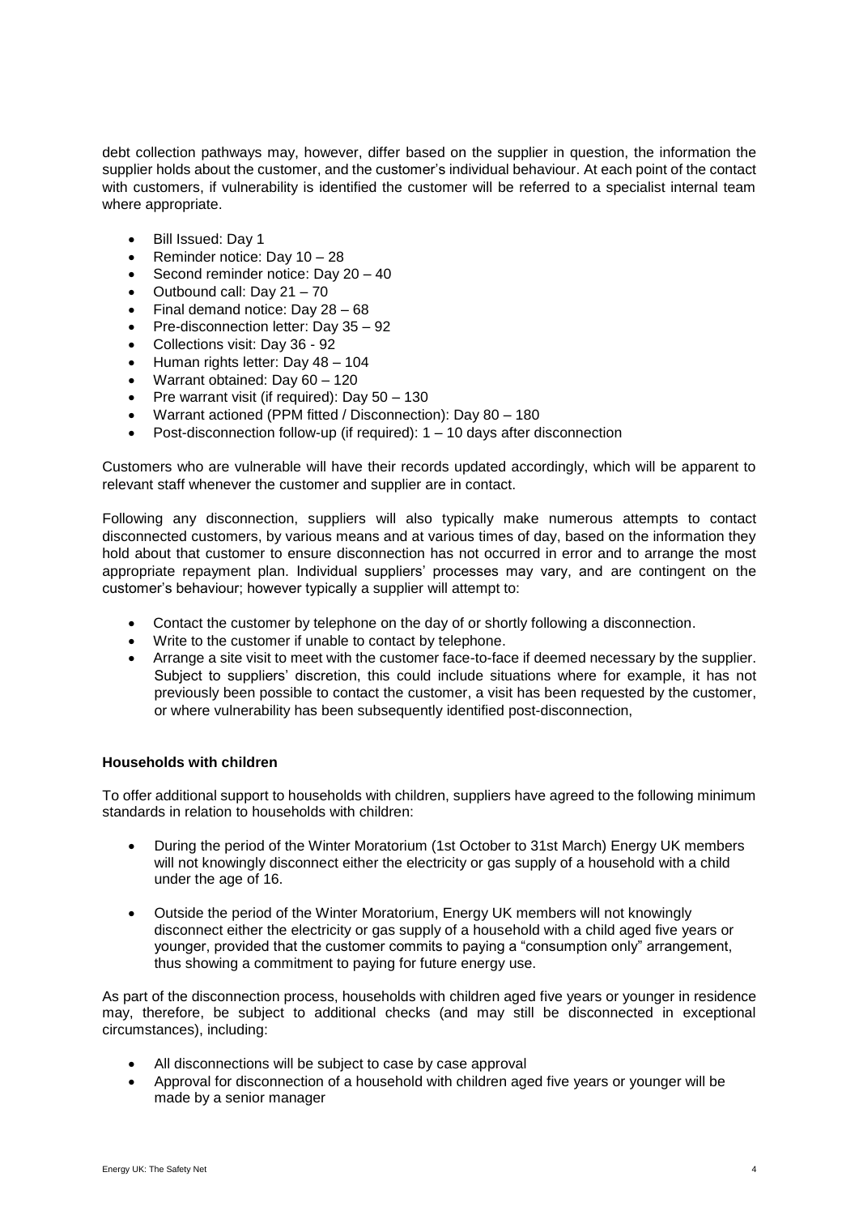debt collection pathways may, however, differ based on the supplier in question, the information the supplier holds about the customer, and the customer's individual behaviour. At each point of the contact with customers, if vulnerability is identified the customer will be referred to a specialist internal team where appropriate.

- Bill Issued: Day 1
- Reminder notice: Day 10 – 28
- Second reminder notice: Day 20 – 40
- Outbound call: Day 21 – 70
- Final demand notice: Day 28 – 68
- Pre-disconnection letter: Day 35 – 92
- Collections visit: Day 36 - 92
- Human rights letter: Day 48 – 104
- Warrant obtained: Day 60 – 120
- Pre warrant visit (if required): Day 50 – 130
- Warrant actioned (PPM fitted / Disconnection): Day 80 – 180
- Post-disconnection follow-up (if required): 1 – 10 days after disconnection

Customers who are vulnerable will have their records updated accordingly, which will be apparent to relevant staff whenever the customer and supplier are in contact.

Following any disconnection, suppliers will also typically make numerous attempts to contact disconnected customers, by various means and at various times of day, based on the information they hold about that customer to ensure disconnection has not occurred in error and to arrange the most appropriate repayment plan. Individual suppliers' processes may vary, and are contingent on the customer's behaviour; however typically a supplier will attempt to:

- Contact the customer by telephone on the day of or shortly following a disconnection.
- Write to the customer if unable to contact by telephone.
- Arrange a site visit to meet with the customer face-to-face if deemed necessary by the supplier. Subject to suppliers' discretion, this could include situations where for example, it has not previously been possible to contact the customer, a visit has been requested by the customer, or where vulnerability has been subsequently identified post-disconnection,

**Households with children**

To offer additional support to households with children, suppliers have agreed to the following minimum standards in relation to households with children:

- During the period of the Winter Moratorium (1st October to 31st March) Energy UK members will not knowingly disconnect either the electricity or gas supply of a household with a child under the age of 16.

- Outside the period of the Winter Moratorium, Energy UK members will not knowingly disconnect either the electricity or gas supply of a household with a child aged five years or younger, provided that the customer commits to paying a "consumption only" arrangement, thus showing a commitment to paying for future energy use.

As part of the disconnection process, households with children aged five years or younger in residence may, therefore, be subject to additional checks (and may still be disconnected in exceptional circumstances), including:

- All disconnections will be subject to case by case approval
- Approval for disconnection of a household with children aged five years or younger will be made by a senior manager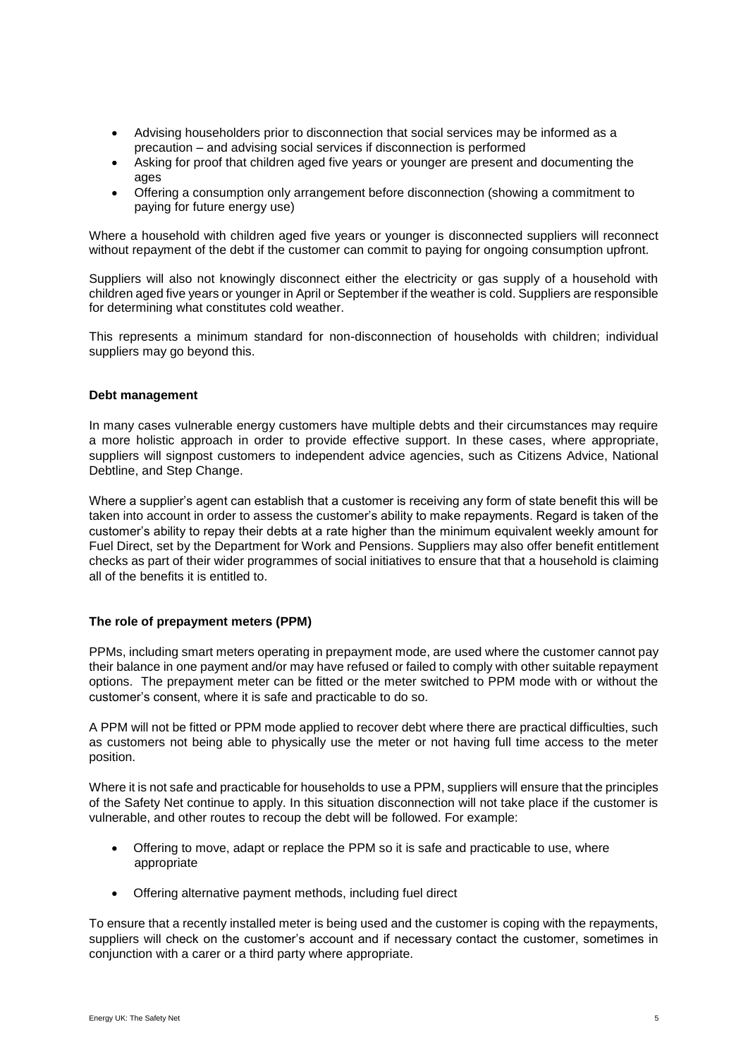- Advising householders prior to disconnection that social services may be informed as a precaution – and advising social services if disconnection is performed
- Asking for proof that children aged five years or younger are present and documenting the ages
- Offering a consumption only arrangement before disconnection (showing a commitment to paying for future energy use)

Where a household with children aged five years or younger is disconnected suppliers will reconnect without repayment of the debt if the customer can commit to paying for ongoing consumption upfront.

Suppliers will also not knowingly disconnect either the electricity or gas supply of a household with children aged five years or younger in April or September if the weather is cold. Suppliers are responsible for determining what constitutes cold weather.

This represents a minimum standard for non-disconnection of households with children; individual suppliers may go beyond this.

**Debt management**

In many cases vulnerable energy customers have multiple debts and their circumstances may require a more holistic approach in order to provide effective support. In these cases, where appropriate, suppliers will signpost customers to independent advice agencies, such as Citizens Advice, National Debtline, and Step Change.

Where a supplier's agent can establish that a customer is receiving any form of state benefit this will be taken into account in order to assess the customer's ability to make repayments. Regard is taken of the customer's ability to repay their debts at a rate higher than the minimum equivalent weekly amount for Fuel Direct, set by the Department for Work and Pensions. Suppliers may also offer benefit entitlement checks as part of their wider programmes of social initiatives to ensure that that a household is claiming all of the benefits it is entitled to.

**The role of prepayment meters (PPM)**

PPMs, including smart meters operating in prepayment mode, are used where the customer cannot pay their balance in one payment and/or may have refused or failed to comply with other suitable repayment options. The prepayment meter can be fitted or the meter switched to PPM mode with or without the customer's consent, where it is safe and practicable to do so.

A PPM will not be fitted or PPM mode applied to recover debt where there are practical difficulties, such as customers not being able to physically use the meter or not having full time access to the meter position.

Where it is not safe and practicable for households to use a PPM, suppliers will ensure that the principles of the Safety Net continue to apply. In this situation disconnection will not take place if the customer is vulnerable, and other routes to recoup the debt will be followed. For example:

- Offering to move, adapt or replace the PPM so it is safe and practicable to use, where appropriate
- Offering alternative payment methods, including fuel direct

To ensure that a recently installed meter is being used and the customer is coping with the repayments, suppliers will check on the customer's account and if necessary contact the customer, sometimes in conjunction with a carer or a third party where appropriate.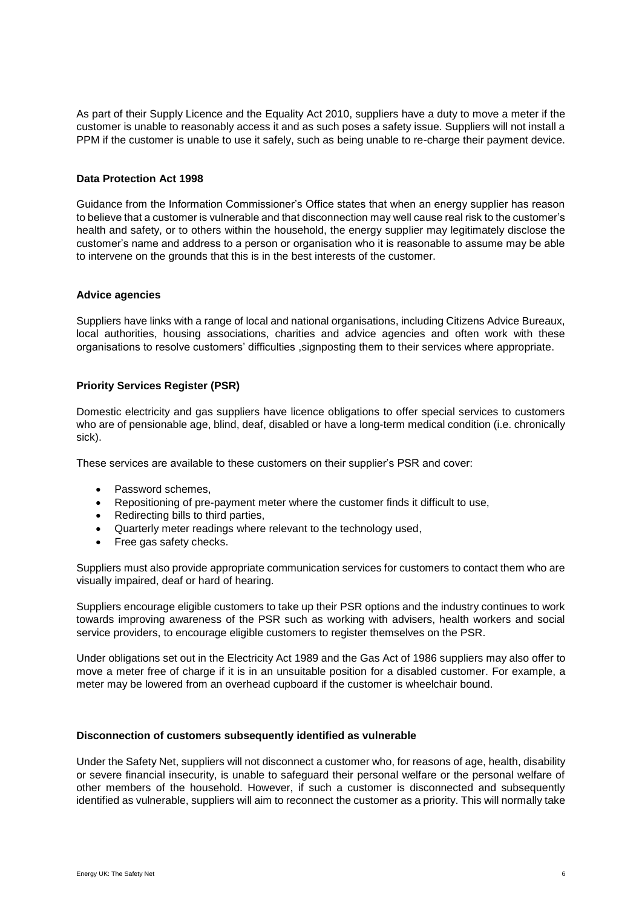As part of their Supply Licence and the Equality Act 2010, suppliers have a duty to move a meter if the customer is unable to reasonably access it and as such poses a safety issue. Suppliers will not install a PPM if the customer is unable to use it safely, such as being unable to re-charge their payment device.

**Data Protection Act 1998**

Guidance from the Information Commissioner's Office states that when an energy supplier has reason to believe that a customer is vulnerable and that disconnection may well cause real risk to the customer's health and safety, or to others within the household, the energy supplier may legitimately disclose the customer's name and address to a person or organisation who it is reasonable to assume may be able to intervene on the grounds that this is in the best interests of the customer.

**Advice agencies**

Suppliers have links with a range of local and national organisations, including Citizens Advice Bureaux, local authorities, housing associations, charities and advice agencies and often work with these organisations to resolve customers' difficulties ,signposting them to their services where appropriate.

**Priority Services Register (PSR)**

Domestic electricity and gas suppliers have licence obligations to offer special services to customers who are of pensionable age, blind, deaf, disabled or have a long-term medical condition (i.e. chronically sick).

These services are available to these customers on their supplier's PSR and cover:

- Password schemes,
- Repositioning of pre-payment meter where the customer finds it difficult to use,
- Redirecting bills to third parties,
- Quarterly meter readings where relevant to the technology used,
- Free gas safety checks.

Suppliers must also provide appropriate communication services for customers to contact them who are visually impaired, deaf or hard of hearing.

Suppliers encourage eligible customers to take up their PSR options and the industry continues to work towards improving awareness of the PSR such as working with advisers, health workers and social service providers, to encourage eligible customers to register themselves on the PSR.

Under obligations set out in the Electricity Act 1989 and the Gas Act of 1986 suppliers may also offer to move a meter free of charge if it is in an unsuitable position for a disabled customer. For example, a meter may be lowered from an overhead cupboard if the customer is wheelchair bound.

**Disconnection of customers subsequently identified as vulnerable**

Under the Safety Net, suppliers will not disconnect a customer who, for reasons of age, health, disability or severe financial insecurity, is unable to safeguard their personal welfare or the personal welfare of other members of the household. However, if such a customer is disconnected and subsequently identified as vulnerable, suppliers will aim to reconnect the customer as a priority. This will normally take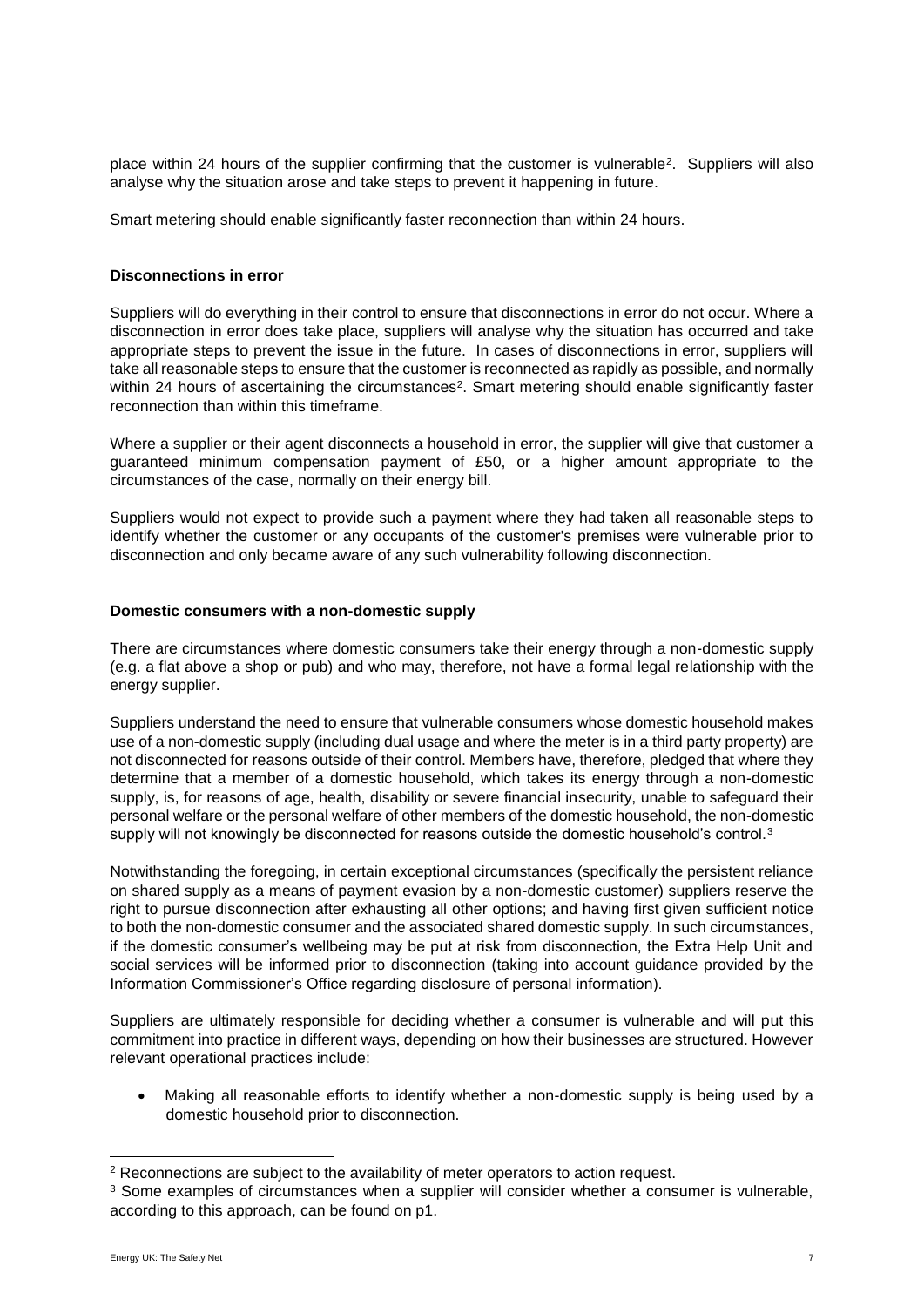place within 24 hours of the supplier confirming that the customer is vulnerable[2]. Suppliers will also analyse why the situation arose and take steps to prevent it happening in future.

Smart metering should enable significantly faster reconnection than within 24 hours.

**Disconnections in error**

Suppliers will do everything in their control to ensure that disconnections in error do not occur. Where a disconnection in error does take place, suppliers will analyse why the situation has occurred and take appropriate steps to prevent the issue in the future. In cases of disconnections in error, suppliers will take all reasonable steps to ensure that the customer is reconnected as rapidly as possible, and normally within 24 hours of ascertaining the circumstances[2]. Smart metering should enable significantly faster reconnection than within this timeframe.

Where a supplier or their agent disconnects a household in error, the supplier will give that customer a guaranteed minimum compensation payment of £50, or a higher amount appropriate to the circumstances of the case, normally on their energy bill.

Suppliers would not expect to provide such a payment where they had taken all reasonable steps to identify whether the customer or any occupants of the customer's premises were vulnerable prior to disconnection and only became aware of any such vulnerability following disconnection.

**Domestic consumers with a non-domestic supply**

There are circumstances where domestic consumers take their energy through a non-domestic supply (e.g. a flat above a shop or pub) and who may, therefore, not have a formal legal relationship with the energy supplier.

Suppliers understand the need to ensure that vulnerable consumers whose domestic household makes use of a non-domestic supply (including dual usage and where the meter is in a third party property) are not disconnected for reasons outside of their control. Members have, therefore, pledged that where they determine that a member of a domestic household, which takes its energy through a non-domestic supply, is, for reasons of age, health, disability or severe financial insecurity, unable to safeguard their personal welfare or the personal welfare of other members of the domestic household, the non-domestic supply will not knowingly be disconnected for reasons outside the domestic household's control.[3]

Notwithstanding the foregoing, in certain exceptional circumstances (specifically the persistent reliance on shared supply as a means of payment evasion by a non-domestic customer) suppliers reserve the right to pursue disconnection after exhausting all other options; and having first given sufficient notice to both the non-domestic consumer and the associated shared domestic supply. In such circumstances, if the domestic consumer's wellbeing may be put at risk from disconnection, the Extra Help Unit and social services will be informed prior to disconnection (taking into account guidance provided by the Information Commissioner's Office regarding disclosure of personal information).

Suppliers are ultimately responsible for deciding whether a consumer is vulnerable and will put this commitment into practice in different ways, depending on how their businesses are structured. However relevant operational practices include:

- Making all reasonable efforts to identify whether a non-domestic supply is being used by a domestic household prior to disconnection.

---

[2] Reconnections are subject to the availability of meter operators to action request.

[3] Some examples of circumstances when a supplier will consider whether a consumer is vulnerable, according to this approach, can be found on p1.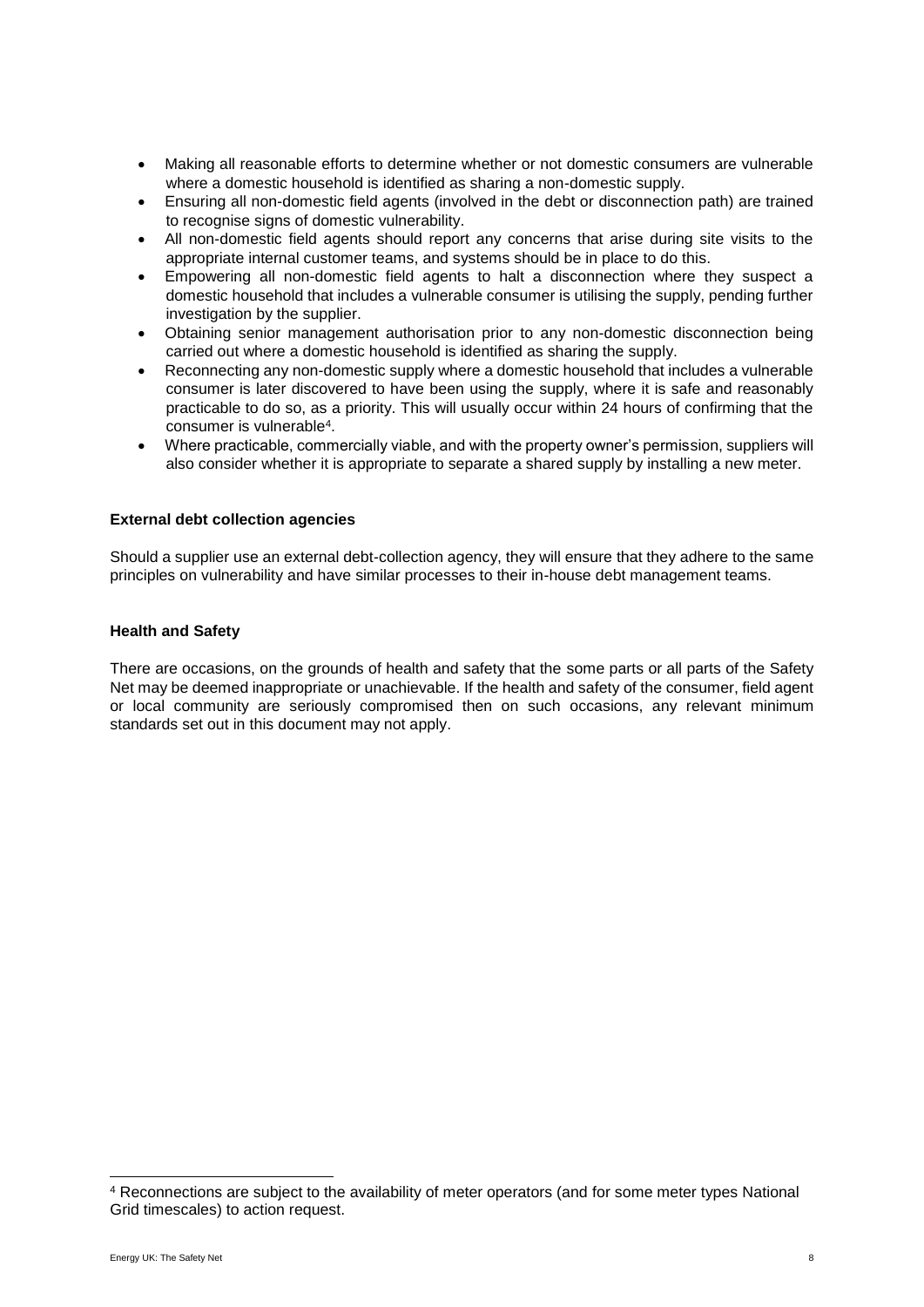- Making all reasonable efforts to determine whether or not domestic consumers are vulnerable where a domestic household is identified as sharing a non-domestic supply.
- Ensuring all non-domestic field agents (involved in the debt or disconnection path) are trained to recognise signs of domestic vulnerability.
- All non-domestic field agents should report any concerns that arise during site visits to the appropriate internal customer teams, and systems should be in place to do this.
- Empowering all non-domestic field agents to halt a disconnection where they suspect a domestic household that includes a vulnerable consumer is utilising the supply, pending further investigation by the supplier.
- Obtaining senior management authorisation prior to any non-domestic disconnection being carried out where a domestic household is identified as sharing the supply.
- Reconnecting any non-domestic supply where a domestic household that includes a vulnerable consumer is later discovered to have been using the supply, where it is safe and reasonably practicable to do so, as a priority. This will usually occur within 24 hours of confirming that the consumer is vulnerable[4].
- Where practicable, commercially viable, and with the property owner's permission, suppliers will also consider whether it is appropriate to separate a shared supply by installing a new meter.

**External debt collection agencies**

Should a supplier use an external debt-collection agency, they will ensure that they adhere to the same principles on vulnerability and have similar processes to their in-house debt management teams.

**Health and Safety**

There are occasions, on the grounds of health and safety that the some parts or all parts of the Safety Net may be deemed inappropriate or unachievable. If the health and safety of the consumer, field agent or local community are seriously compromised then on such occasions, any relevant minimum standards set out in this document may not apply.

[4] Reconnections are subject to the availability of meter operators (and for some meter types National Grid timescales) to action request.